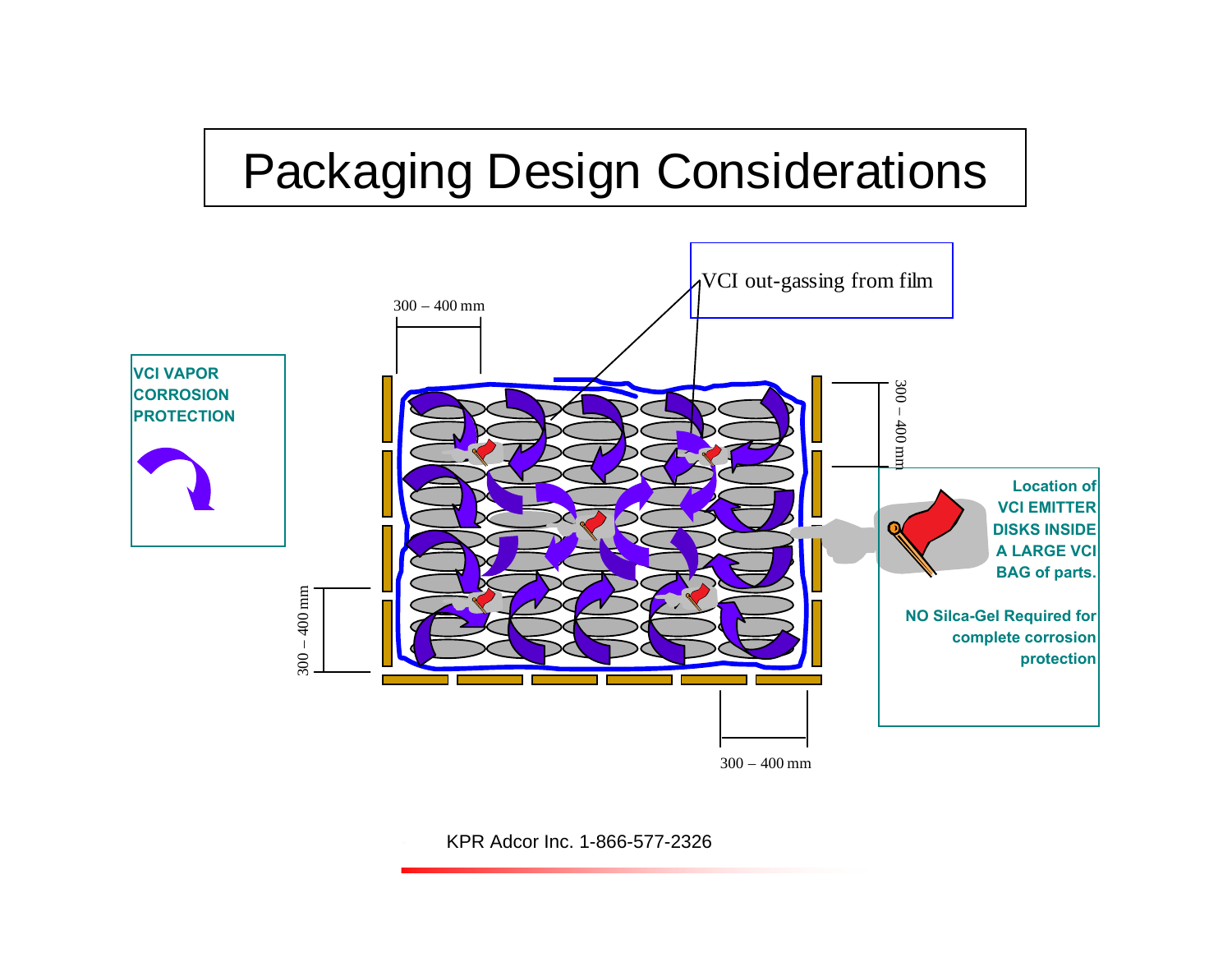# Packaging Design Considerations

VCI out-gassing from film

300 – 400 mm

300 – 400 mm

300 – 400 mm

300 – 400 mm

**VCI VAPOR CORROSION PROTECTION**

**Location of VCI EMITTER DISKS INSIDE A LARGE VCI BAG of parts.**

**NO Silca-Gel Required for complete corrosion protection**

KPR Adcor Inc. 1-866-577-2326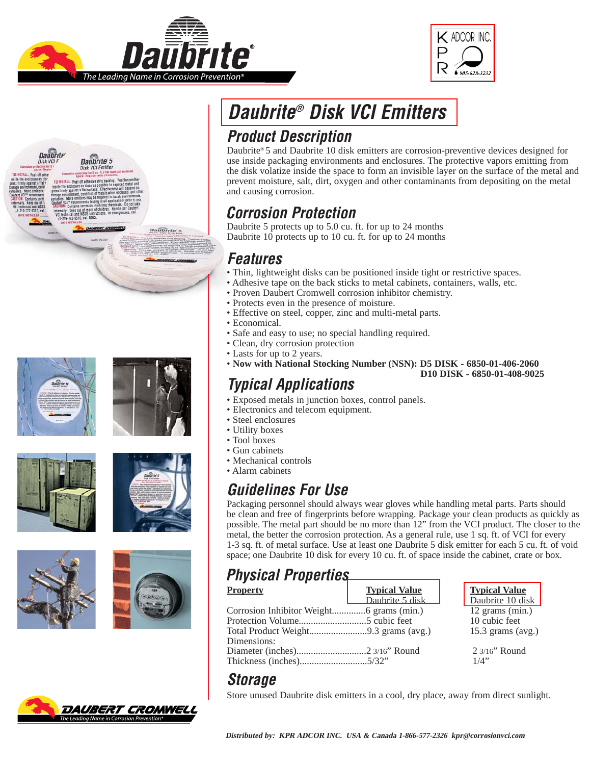# Daubrite® Disk VCI Emitters

## Product Description

Daubrite® 5 and Daubrite 10 disk emitters are corrosion-preventive devices designed for use inside packaging environments and enclosures. The protective vapors emitting from the disk volatize inside the space to form an invisible layer on the surface of the metal and prevent moisture, salt, dirt, oxygen and other contaminants from depositing on the metal and causing corrosion.

## Corrosion Protection

Daubrite 5 protects up to 5.0 cu. ft. for up to 24 months
Daubrite 10 protects up to 10 cu. ft. for up to 24 months

## Features

- Thin, lightweight disks can be positioned inside tight or restrictive spaces.
- Adhesive tape on the back sticks to metal cabinets, containers, walls, etc.
- Proven Daubert Cromwell corrosion inhibitor chemistry.
- Protects even in the presence of moisture.
- Effective on steel, copper, zinc and multi-metal parts.
- Economical.
- Safe and easy to use; no special handling required.
- Clean, dry corrosion protection
- Lasts for up to 2 years.
- **Now with National Stocking Number (NSN): D5 DISK - 6850-01-406-2060**
  **D10 DISK - 6850-01-408-9025**

## Typical Applications

- Exposed metals in junction boxes, control panels.
- Electronics and telecom equipment.
- Steel enclosures
- Utility boxes
- Tool boxes
- Gun cabinets
- Mechanical controls
- Alarm cabinets

## Guidelines For Use

Packaging personnel should always wear gloves while handling metal parts. Parts should be clean and free of fingerprints before wrapping. Package your clean products as quickly as possible. The metal part should be no more than 12" from the VCI product. The closer to the metal, the better the corrosion protection. As a general rule, use 1 sq. ft. of VCI for every 1-3 sq. ft. of metal surface. Use at least one Daubrite 5 disk emitter for each 5 cu. ft. of void space; one Daubrite 10 disk for every 10 cu. ft. of space inside the cabinet, crate or box.

## Physical Properties

| **Property** | **Typical Value** Daubrite 5 disk | **Typical Value** Daubrite 10 disk |
|---|---|---|
| Corrosion Inhibitor Weight | 6 grams (min.) | 12 grams (min.) |
| Protection Volume | 5 cubic feet | 10 cubic feet |
| Total Product Weight | 9.3 grams (avg.) | 15.3 grams (avg.) |
| Dimensions: | | |
| Diameter (inches) | 2 3/16" Round | 2 3/16" Round |
| Thickness (inches) | 5/32" | 1/4" |

## Storage

Store unused Daubrite disk emitters in a cool, dry place, away from direct sunlight.

***Distributed by: KPR ADCOR INC. USA & Canada 1-866-577-2326 kpr@corrosionvci.com***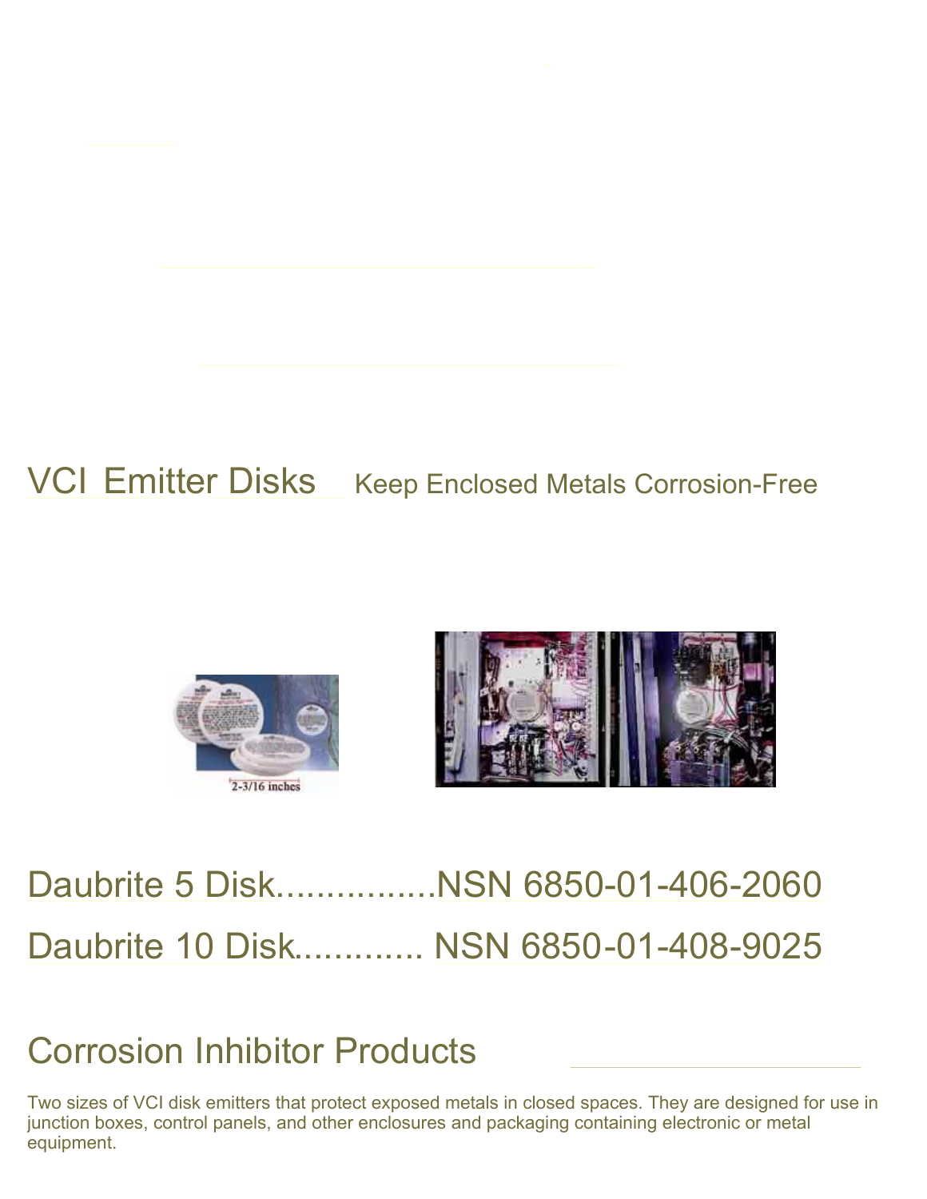# VCI Emitter Disks Keep Enclosed Metals Corrosion-Free

2-3/16 inches

Daubrite 5 Disk................NSN 6850-01-406-2060

Daubrite 10 Disk............. NSN 6850-01-408-9025

## Corrosion Inhibitor Products

Two sizes of VCI disk emitters that protect exposed metals in closed spaces. They are designed for use in junction boxes, control panels, and other enclosures and packaging containing electronic or metal equipment.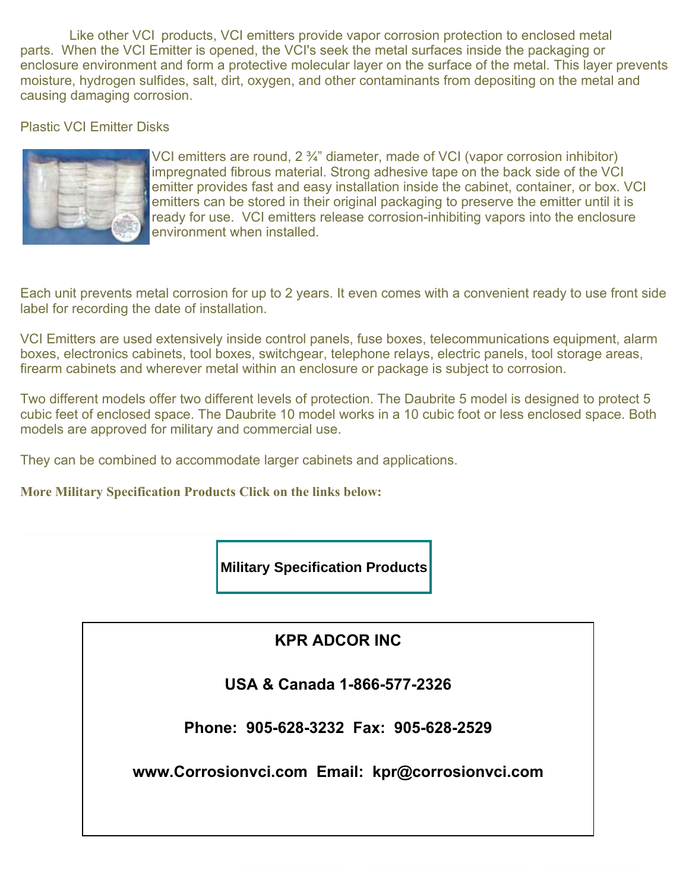Like other VCI products, VCI emitters provide vapor corrosion protection to enclosed metal parts. When the VCI Emitter is opened, the VCI's seek the metal surfaces inside the packaging or enclosure environment and form a protective molecular layer on the surface of the metal. This layer prevents moisture, hydrogen sulfides, salt, dirt, oxygen, and other contaminants from depositing on the metal and causing damaging corrosion.

Plastic VCI Emitter Disks

VCI emitters are round, 2 ¾" diameter, made of VCI (vapor corrosion inhibitor) impregnated fibrous material. Strong adhesive tape on the back side of the VCI emitter provides fast and easy installation inside the cabinet, container, or box. VCI emitters can be stored in their original packaging to preserve the emitter until it is ready for use. VCI emitters release corrosion-inhibiting vapors into the enclosure environment when installed.

Each unit prevents metal corrosion for up to 2 years. It even comes with a convenient ready to use front side label for recording the date of installation.

VCI Emitters are used extensively inside control panels, fuse boxes, telecommunications equipment, alarm boxes, electronics cabinets, tool boxes, switchgear, telephone relays, electric panels, tool storage areas, firearm cabinets and wherever metal within an enclosure or package is subject to corrosion.

Two different models offer two different levels of protection. The Daubrite 5 model is designed to protect 5 cubic feet of enclosed space. The Daubrite 10 model works in a 10 cubic foot or less enclosed space. Both models are approved for military and commercial use.

They can be combined to accommodate larger cabinets and applications.

**More Military Specification Products Click on the links below:**

**Military Specification Products**

**KPR ADCOR INC**

**USA & Canada 1-866-577-2326**

**Phone: 905-628-3232 Fax: 905-628-2529**

**www.Corrosionvci.com Email: kpr@corrosionvci.com**